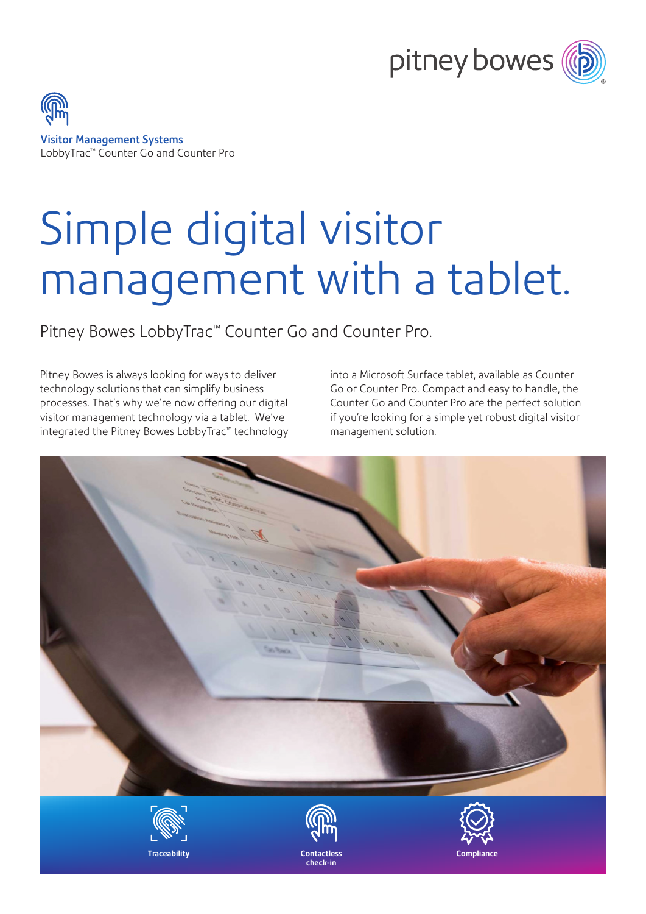**Visitor Management Systems**
LobbyTrac™ Counter Go and Counter Pro

# Simple digital visitor management with a tablet.

Pitney Bowes LobbyTrac™ Counter Go and Counter Pro.

Pitney Bowes is always looking for ways to deliver technology solutions that can simplify business processes. That's why we're now offering our digital visitor management technology via a tablet. We've integrated the Pitney Bowes LobbyTrac™ technology into a Microsoft Surface tablet, available as Counter Go or Counter Pro. Compact and easy to handle, the Counter Go and Counter Pro are the perfect solution if you're looking for a simple yet robust digital visitor management solution.

**Traceability**

**Contactless check-in**

**Compliance**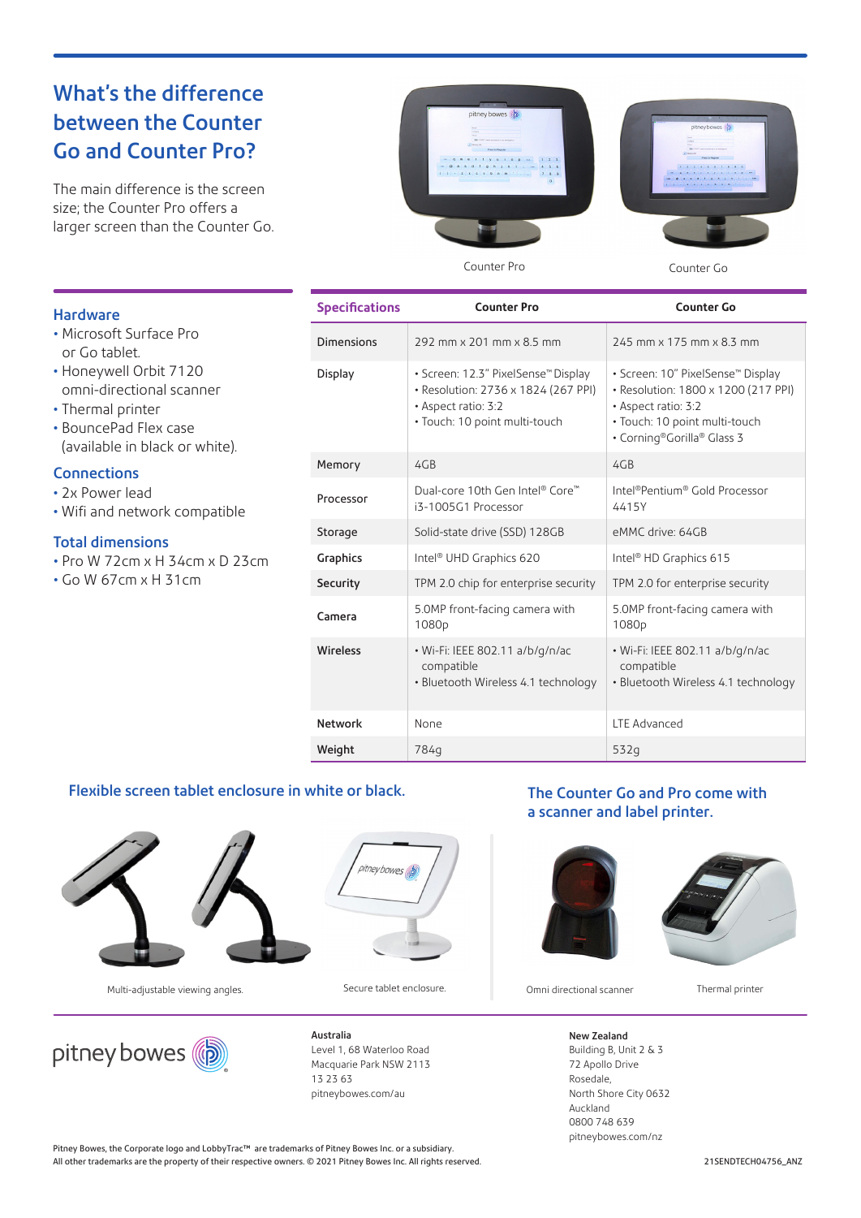## What's the difference between the Counter Go and Counter Pro?

The main difference is the screen size; the Counter Pro offers a larger screen than the Counter Go.

Counter Pro

Counter Go

### Hardware

- Microsoft Surface Pro or Go tablet.
- Honeywell Orbit 7120 omni-directional scanner
- Thermal printer
- BouncePad Flex case (available in black or white).

### Connections

- 2x Power lead
- Wifi and network compatible

### Total dimensions

- Pro W 72cm x H 34cm x D 23cm
- Go W 67cm x H 31cm

| Specifications | Counter Pro | Counter Go |
|---|---|---|
| Dimensions | 292 mm x 201 mm x 8.5 mm | 245 mm x 175 mm x 8.3 mm |
| Display | • Screen: 12.3" PixelSense™ Display<br>• Resolution: 2736 x 1824 (267 PPI)<br>• Aspect ratio: 3:2<br>• Touch: 10 point multi-touch | • Screen: 10" PixelSense™ Display<br>• Resolution: 1800 x 1200 (217 PPI)<br>• Aspect ratio: 3:2<br>• Touch: 10 point multi-touch<br>• Corning® Gorilla® Glass 3 |
| Memory | 4GB | 4GB |
| Processor | Dual-core 10th Gen Intel® Core™ i3-1005G1 Processor | Intel®Pentium® Gold Processor 4415Y |
| Storage | Solid-state drive (SSD) 128GB | eMMC drive: 64GB |
| Graphics | Intel® UHD Graphics 620 | Intel® HD Graphics 615 |
| Security | TPM 2.0 chip for enterprise security | TPM 2.0 for enterprise security |
| Camera | 5.0MP front-facing camera with 1080p | 5.0MP front-facing camera with 1080p |
| Wireless | • Wi-Fi: IEEE 802.11 a/b/g/n/ac compatible<br>• Bluetooth Wireless 4.1 technology | • Wi-Fi: IEEE 802.11 a/b/g/n/ac compatible<br>• Bluetooth Wireless 4.1 technology |
| Network | None | LTE Advanced |
| Weight | 784g | 532g |

### Flexible screen tablet enclosure in white or black.

Multi-adjustable viewing angles.

Secure tablet enclosure.

### The Counter Go and Pro come with a scanner and label printer.

Omni directional scanner

Thermal printer

pitney bowes

**Australia**
Level 1, 68 Waterloo Road
Macquarie Park NSW 2113
13 23 63
pitneybowes.com/au

**New Zealand**
Building B, Unit 2 & 3
72 Apollo Drive
Rosedale,
North Shore City 0632
Auckland
0800 748 639
pitneybowes.com/nz

Pitney Bowes, the Corporate logo and LobbyTrac™ are trademarks of Pitney Bowes Inc. or a subsidiary.
All other trademarks are the property of their respective owners. © 2021 Pitney Bowes Inc. All rights reserved.

21SENDTECH04756_ANZ